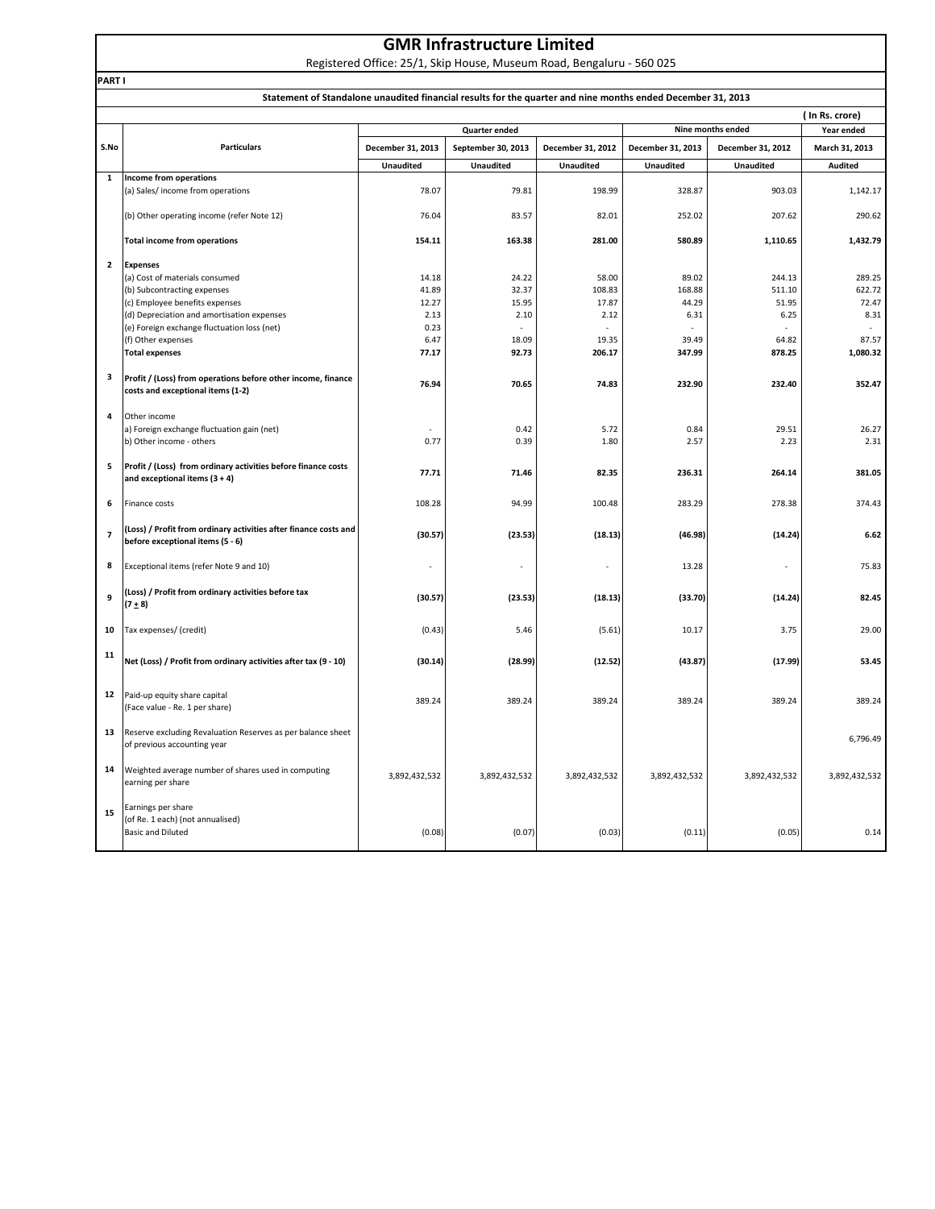# GMR Infrastructure Limited

Registered Office: 25/1, Skip House, Museum Road, Bengaluru - 560 025

**PART I**

**Statement of Standalone unaudited financial results for the quarter and nine months ended December 31, 2013**

( In Rs. crore)

| S.No | Particulars | Quarter ended | | | Nine months ended | | Year ended |
|---|---|---|---|---|---|---|---|
| | | December 31, 2013 | September 30, 2013 | December 31, 2012 | December 31, 2013 | December 31, 2012 | March 31, 2013 |
| | | Unaudited | Unaudited | Unaudited | Unaudited | Unaudited | Audited |
| 1 | **Income from operations** | | | | | | |
| | (a) Sales/ income from operations | 78.07 | 79.81 | 198.99 | 328.87 | 903.03 | 1,142.17 |
| | (b) Other operating income (refer Note 12) | 76.04 | 83.57 | 82.01 | 252.02 | 207.62 | 290.62 |
| | **Total income from operations** | **154.11** | **163.38** | **281.00** | **580.89** | **1,110.65** | **1,432.79** |
| 2 | **Expenses** | | | | | | |
| | (a) Cost of materials consumed | 14.18 | 24.22 | 58.00 | 89.02 | 244.13 | 289.25 |
| | (b) Subcontracting expenses | 41.89 | 32.37 | 108.83 | 168.88 | 511.10 | 622.72 |
| | (c) Employee benefits expenses | 12.27 | 15.95 | 17.87 | 44.29 | 51.95 | 72.47 |
| | (d) Depreciation and amortisation expenses | 2.13 | 2.10 | 2.12 | 6.31 | 6.25 | 8.31 |
| | (e) Foreign exchange fluctuation loss (net) | 0.23 | - | - | - | - | - |
| | (f) Other expenses | 6.47 | 18.09 | 19.35 | 39.49 | 64.82 | 87.57 |
| | **Total expenses** | **77.17** | **92.73** | **206.17** | **347.99** | **878.25** | **1,080.32** |
| 3 | **Profit / (Loss) from operations before other income, finance costs and exceptional items (1-2)** | **76.94** | **70.65** | **74.83** | **232.90** | **232.40** | **352.47** |
| 4 | Other income | | | | | | |
| | a) Foreign exchange fluctuation gain (net) | - | 0.42 | 5.72 | 0.84 | 29.51 | 26.27 |
| | b) Other income - others | 0.77 | 0.39 | 1.80 | 2.57 | 2.23 | 2.31 |
| 5 | **Profit / (Loss) from ordinary activities before finance costs and exceptional items (3 + 4)** | **77.71** | **71.46** | **82.35** | **236.31** | **264.14** | **381.05** |
| 6 | Finance costs | 108.28 | 94.99 | 100.48 | 283.29 | 278.38 | 374.43 |
| 7 | **(Loss) / Profit from ordinary activities after finance costs and before exceptional items (5 - 6)** | **(30.57)** | **(23.53)** | **(18.13)** | **(46.98)** | **(14.24)** | **6.62** |
| 8 | Exceptional items (refer Note 9 and 10) | - | - | - | 13.28 | - | 75.83 |
| 9 | **(Loss) / Profit from ordinary activities before tax (7 ± 8)** | **(30.57)** | **(23.53)** | **(18.13)** | **(33.70)** | **(14.24)** | **82.45** |
| 10 | Tax expenses/ (credit) | (0.43) | 5.46 | (5.61) | 10.17 | 3.75 | 29.00 |
| 11 | **Net (Loss) / Profit from ordinary activities after tax (9 - 10)** | **(30.14)** | **(28.99)** | **(12.52)** | **(43.87)** | **(17.99)** | **53.45** |
| 12 | Paid-up equity share capital (Face value - Re. 1 per share) | 389.24 | 389.24 | 389.24 | 389.24 | 389.24 | 389.24 |
| 13 | Reserve excluding Revaluation Reserves as per balance sheet of previous accounting year | | | | | | 6,796.49 |
| 14 | Weighted average number of shares used in computing earning per share | 3,892,432,532 | 3,892,432,532 | 3,892,432,532 | 3,892,432,532 | 3,892,432,532 | 3,892,432,532 |
| 15 | Earnings per share (of Re. 1 each) (not annualised) Basic and Diluted | (0.08) | (0.07) | (0.03) | (0.11) | (0.05) | 0.14 |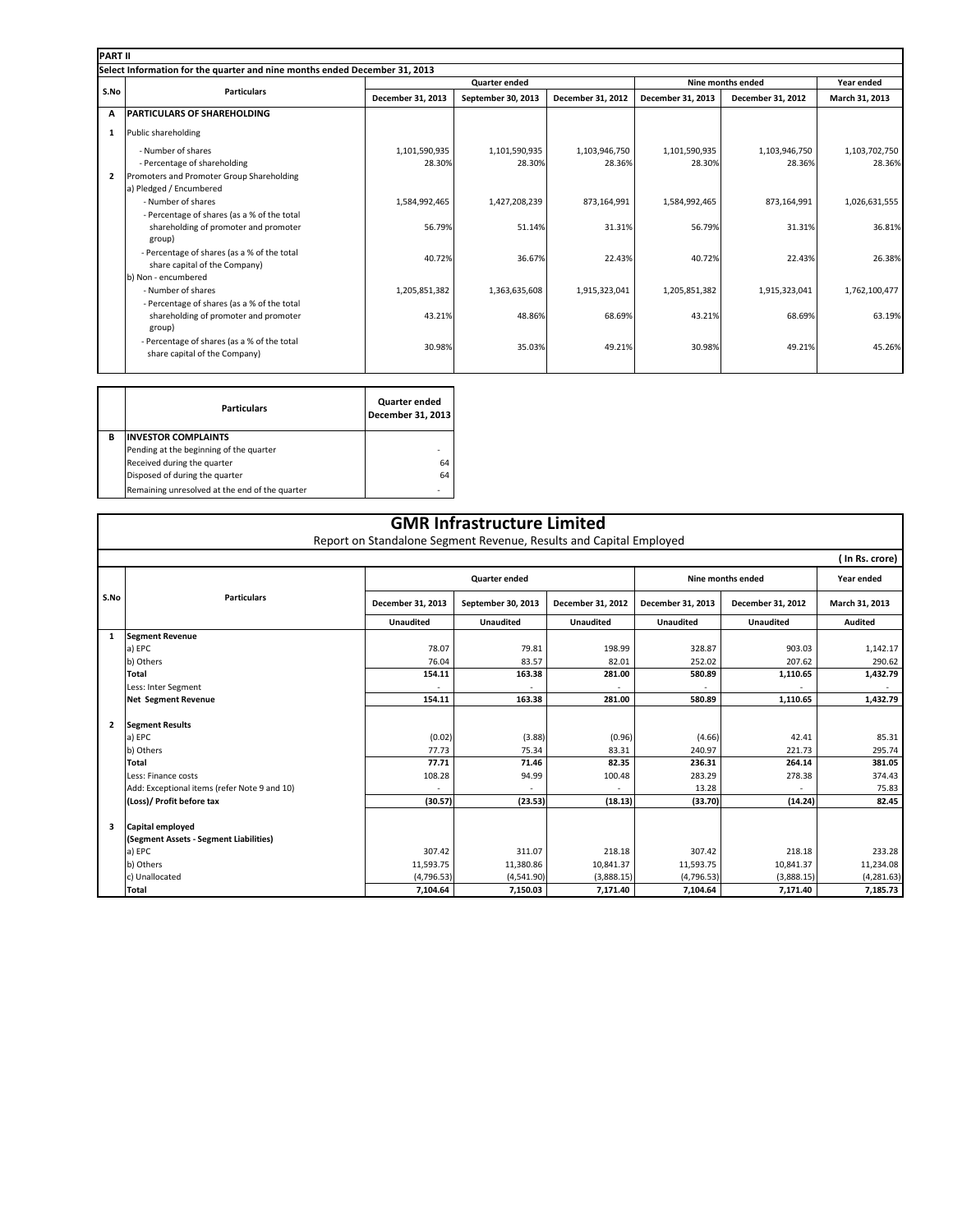**PART II**

**Select Information for the quarter and nine months ended December 31, 2013**

| S.No | Particulars | Quarter ended | | | Nine months ended | | Year ended |
|---|---|---|---|---|---|---|---|
| | | December 31, 2013 | September 30, 2013 | December 31, 2012 | December 31, 2013 | December 31, 2012 | March 31, 2013 |
| **A** | **PARTICULARS OF SHAREHOLDING** | | | | | | |
| 1 | Public shareholding | | | | | | |
| | - Number of shares | 1,101,590,935 | 1,101,590,935 | 1,103,946,750 | 1,101,590,935 | 1,103,946,750 | 1,103,702,750 |
| | - Percentage of shareholding | 28.30% | 28.30% | 28.36% | 28.30% | 28.36% | 28.36% |
| 2 | Promoters and Promoter Group Shareholding | | | | | | |
| | a) Pledged / Encumbered | | | | | | |
| | - Number of shares | 1,584,992,465 | 1,427,208,239 | 873,164,991 | 1,584,992,465 | 873,164,991 | 1,026,631,555 |
| | - Percentage of shares (as a % of the total shareholding of promoter and promoter group) | 56.79% | 51.14% | 31.31% | 56.79% | 31.31% | 36.81% |
| | - Percentage of shares (as a % of the total share capital of the Company) | 40.72% | 36.67% | 22.43% | 40.72% | 22.43% | 26.38% |
| | b) Non - encumbered | | | | | | |
| | - Number of shares | 1,205,851,382 | 1,363,635,608 | 1,915,323,041 | 1,205,851,382 | 1,915,323,041 | 1,762,100,477 |
| | - Percentage of shares (as a % of the total shareholding of promoter and promoter group) | 43.21% | 48.86% | 68.69% | 43.21% | 68.69% | 63.19% |
| | - Percentage of shares (as a % of the total share capital of the Company) | 30.98% | 35.03% | 49.21% | 30.98% | 49.21% | 45.26% |

| | Particulars | Quarter ended December 31, 2013 |
|---|---|---|
| **B** | **INVESTOR COMPLAINTS** | |
| | Pending at the beginning of the quarter | - |
| | Received during the quarter | 64 |
| | Disposed of during the quarter | 64 |
| | Remaining unresolved at the end of the quarter | - |

# GMR Infrastructure Limited

Report on Standalone Segment Revenue, Results and Capital Employed

( In Rs. crore)

| S.No | Particulars | Quarter ended | | | Nine months ended | | Year ended |
|---|---|---|---|---|---|---|---|
| | | December 31, 2013 | September 30, 2013 | December 31, 2012 | December 31, 2013 | December 31, 2012 | March 31, 2013 |
| | | Unaudited | Unaudited | Unaudited | Unaudited | Unaudited | Audited |
| 1 | **Segment Revenue** | | | | | | |
| | a) EPC | 78.07 | 79.81 | 198.99 | 328.87 | 903.03 | 1,142.17 |
| | b) Others | 76.04 | 83.57 | 82.01 | 252.02 | 207.62 | 290.62 |
| | **Total** | **154.11** | **163.38** | **281.00** | **580.89** | **1,110.65** | **1,432.79** |
| | Less: Inter Segment | - | - | - | - | - | - |
| | **Net Segment Revenue** | **154.11** | **163.38** | **281.00** | **580.89** | **1,110.65** | **1,432.79** |
| 2 | **Segment Results** | | | | | | |
| | a) EPC | (0.02) | (3.88) | (0.96) | (4.66) | 42.41 | 85.31 |
| | b) Others | 77.73 | 75.34 | 83.31 | 240.97 | 221.73 | 295.74 |
| | **Total** | **77.71** | **71.46** | **82.35** | **236.31** | **264.14** | **381.05** |
| | Less: Finance costs | 108.28 | 94.99 | 100.48 | 283.29 | 278.38 | 374.43 |
| | Add: Exceptional items (refer Note 9 and 10) | - | - | - | 13.28 | - | 75.83 |
| | **(Loss)/ Profit before tax** | **(30.57)** | **(23.53)** | **(18.13)** | **(33.70)** | **(14.24)** | **82.45** |
| 3 | **Capital employed (Segment Assets - Segment Liabilities)** | | | | | | |
| | a) EPC | 307.42 | 311.07 | 218.18 | 307.42 | 218.18 | 233.28 |
| | b) Others | 11,593.75 | 11,380.86 | 10,841.37 | 11,593.75 | 10,841.37 | 11,234.08 |
| | c) Unallocated | (4,796.53) | (4,541.90) | (3,888.15) | (4,796.53) | (3,888.15) | (4,281.63) |
| | **Total** | **7,104.64** | **7,150.03** | **7,171.40** | **7,104.64** | **7,171.40** | **7,185.73** |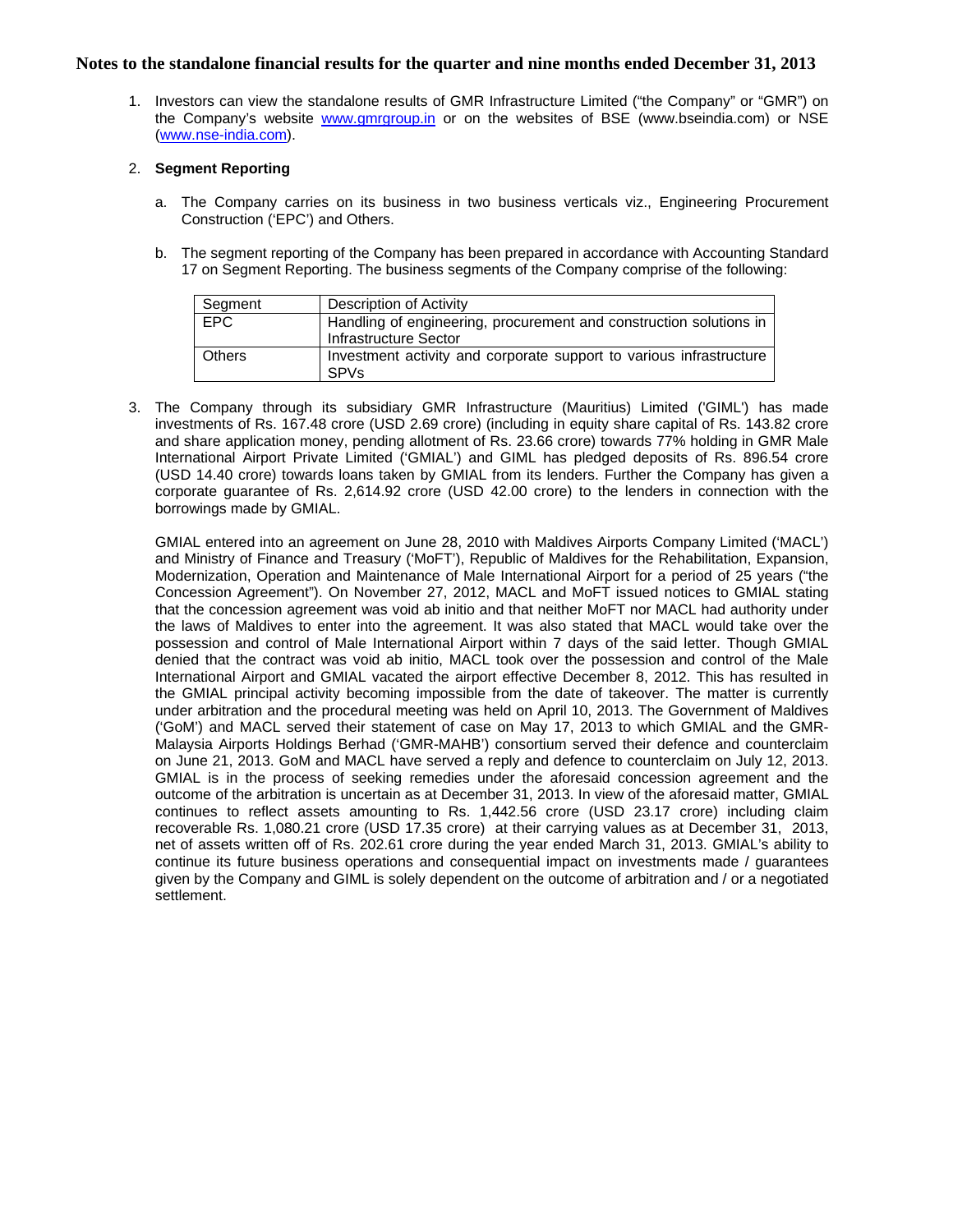## Notes to the standalone financial results for the quarter and nine months ended December 31, 2013

1. Investors can view the standalone results of GMR Infrastructure Limited ("the Company" or "GMR") on the Company's website www.gmrgroup.in or on the websites of BSE (www.bseindia.com) or NSE (www.nse-india.com).

2. **Segment Reporting**

   a. The Company carries on its business in two business verticals viz., Engineering Procurement Construction ('EPC') and Others.

   b. The segment reporting of the Company has been prepared in accordance with Accounting Standard 17 on Segment Reporting. The business segments of the Company comprise of the following:

| Segment | Description of Activity |
|---|---|
| EPC | Handling of engineering, procurement and construction solutions in Infrastructure Sector |
| Others | Investment activity and corporate support to various infrastructure SPVs |

3. The Company through its subsidiary GMR Infrastructure (Mauritius) Limited ('GIML') has made investments of Rs. 167.48 crore (USD 2.69 crore) (including in equity share capital of Rs. 143.82 crore and share application money, pending allotment of Rs. 23.66 crore) towards 77% holding in GMR Male International Airport Private Limited ('GMIAL') and GIML has pledged deposits of Rs. 896.54 crore (USD 14.40 crore) towards loans taken by GMIAL from its lenders. Further the Company has given a corporate guarantee of Rs. 2,614.92 crore (USD 42.00 crore) to the lenders in connection with the borrowings made by GMIAL.

   GMIAL entered into an agreement on June 28, 2010 with Maldives Airports Company Limited ('MACL') and Ministry of Finance and Treasury ('MoFT'), Republic of Maldives for the Rehabilitation, Expansion, Modernization, Operation and Maintenance of Male International Airport for a period of 25 years ("the Concession Agreement"). On November 27, 2012, MACL and MoFT issued notices to GMIAL stating that the concession agreement was void ab initio and that neither MoFT nor MACL had authority under the laws of Maldives to enter into the agreement. It was also stated that MACL would take over the possession and control of Male International Airport within 7 days of the said letter. Though GMIAL denied that the contract was void ab initio, MACL took over the possession and control of the Male International Airport and GMIAL vacated the airport effective December 8, 2012. This has resulted in the GMIAL principal activity becoming impossible from the date of takeover. The matter is currently under arbitration and the procedural meeting was held on April 10, 2013. The Government of Maldives ('GoM') and MACL served their statement of case on May 17, 2013 to which GMIAL and the GMR-Malaysia Airports Holdings Berhad ('GMR-MAHB') consortium served their defence and counterclaim on June 21, 2013. GoM and MACL have served a reply and defence to counterclaim on July 12, 2013. GMIAL is in the process of seeking remedies under the aforesaid concession agreement and the outcome of the arbitration is uncertain as at December 31, 2013. In view of the aforesaid matter, GMIAL continues to reflect assets amounting to Rs. 1,442.56 crore (USD 23.17 crore) including claim recoverable Rs. 1,080.21 crore (USD 17.35 crore) at their carrying values as at December 31, 2013, net of assets written off of Rs. 202.61 crore during the year ended March 31, 2013. GMIAL's ability to continue its future business operations and consequential impact on investments made / guarantees given by the Company and GIML is solely dependent on the outcome of arbitration and / or a negotiated settlement.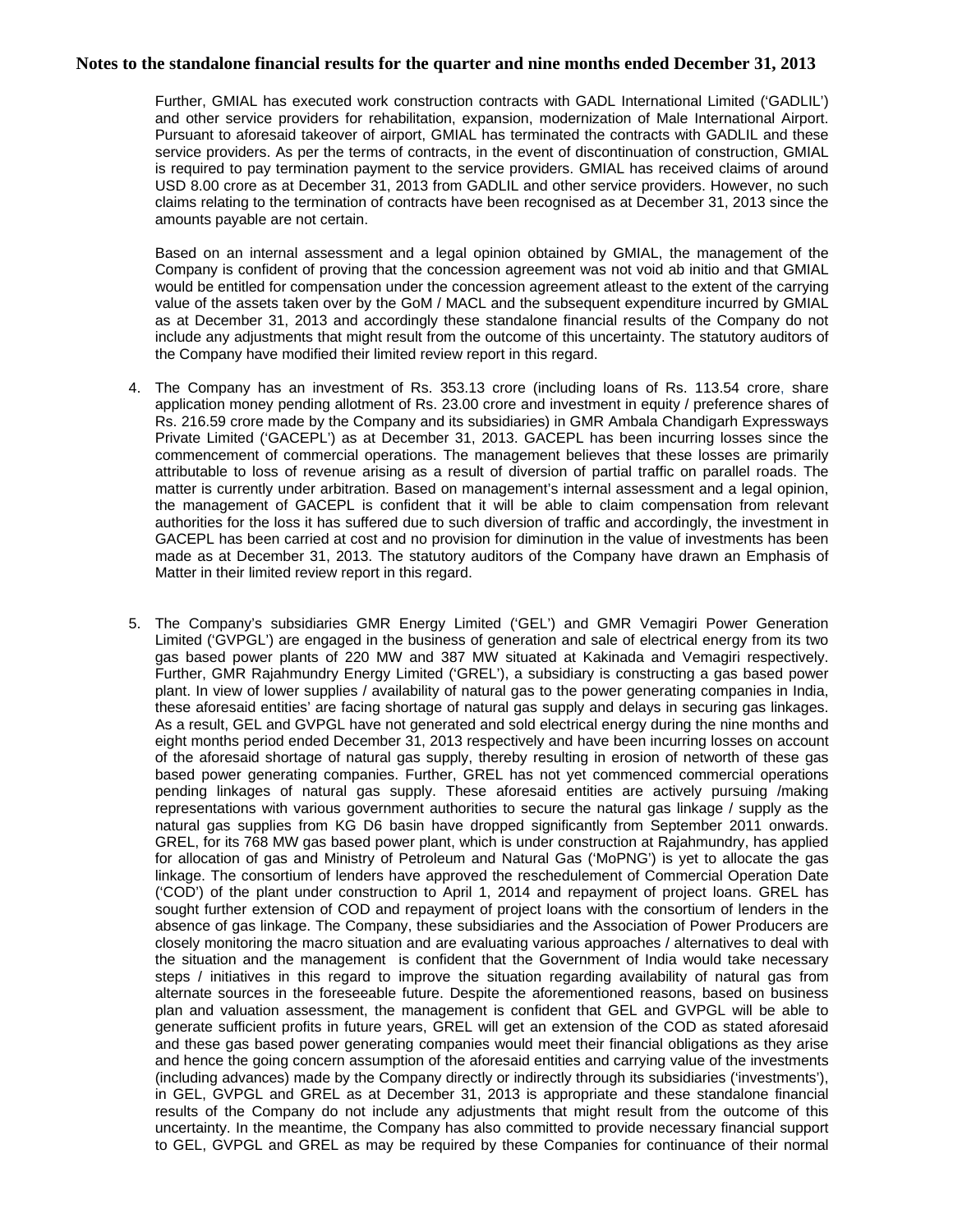**Notes to the standalone financial results for the quarter and nine months ended December 31, 2013**

Further, GMIAL has executed work construction contracts with GADL International Limited ('GADLIL') and other service providers for rehabilitation, expansion, modernization of Male International Airport. Pursuant to aforesaid takeover of airport, GMIAL has terminated the contracts with GADLIL and these service providers. As per the terms of contracts, in the event of discontinuation of construction, GMIAL is required to pay termination payment to the service providers. GMIAL has received claims of around USD 8.00 crore as at December 31, 2013 from GADLIL and other service providers. However, no such claims relating to the termination of contracts have been recognised as at December 31, 2013 since the amounts payable are not certain.

Based on an internal assessment and a legal opinion obtained by GMIAL, the management of the Company is confident of proving that the concession agreement was not void ab initio and that GMIAL would be entitled for compensation under the concession agreement atleast to the extent of the carrying value of the assets taken over by the GoM / MACL and the subsequent expenditure incurred by GMIAL as at December 31, 2013 and accordingly these standalone financial results of the Company do not include any adjustments that might result from the outcome of this uncertainty. The statutory auditors of the Company have modified their limited review report in this regard.

4. The Company has an investment of Rs. 353.13 crore (including loans of Rs. 113.54 crore, share application money pending allotment of Rs. 23.00 crore and investment in equity / preference shares of Rs. 216.59 crore made by the Company and its subsidiaries) in GMR Ambala Chandigarh Expressways Private Limited ('GACEPL') as at December 31, 2013. GACEPL has been incurring losses since the commencement of commercial operations. The management believes that these losses are primarily attributable to loss of revenue arising as a result of diversion of partial traffic on parallel roads. The matter is currently under arbitration. Based on management's internal assessment and a legal opinion, the management of GACEPL is confident that it will be able to claim compensation from relevant authorities for the loss it has suffered due to such diversion of traffic and accordingly, the investment in GACEPL has been carried at cost and no provision for diminution in the value of investments has been made as at December 31, 2013. The statutory auditors of the Company have drawn an Emphasis of Matter in their limited review report in this regard.

5. The Company's subsidiaries GMR Energy Limited ('GEL') and GMR Vemagiri Power Generation Limited ('GVPGL') are engaged in the business of generation and sale of electrical energy from its two gas based power plants of 220 MW and 387 MW situated at Kakinada and Vemagiri respectively. Further, GMR Rajahmundry Energy Limited ('GREL'), a subsidiary is constructing a gas based power plant. In view of lower supplies / availability of natural gas to the power generating companies in India, these aforesaid entities' are facing shortage of natural gas supply and delays in securing gas linkages. As a result, GEL and GVPGL have not generated and sold electrical energy during the nine months and eight months period ended December 31, 2013 respectively and have been incurring losses on account of the aforesaid shortage of natural gas supply, thereby resulting in erosion of networth of these gas based power generating companies. Further, GREL has not yet commenced commercial operations pending linkages of natural gas supply. These aforesaid entities are actively pursuing /making representations with various government authorities to secure the natural gas linkage / supply as the natural gas supplies from KG D6 basin have dropped significantly from September 2011 onwards. GREL, for its 768 MW gas based power plant, which is under construction at Rajahmundry, has applied for allocation of gas and Ministry of Petroleum and Natural Gas ('MoPNG') is yet to allocate the gas linkage. The consortium of lenders have approved the reschedulement of Commercial Operation Date ('COD') of the plant under construction to April 1, 2014 and repayment of project loans. GREL has sought further extension of COD and repayment of project loans with the consortium of lenders in the absence of gas linkage. The Company, these subsidiaries and the Association of Power Producers are closely monitoring the macro situation and are evaluating various approaches / alternatives to deal with the situation and the management is confident that the Government of India would take necessary steps / initiatives in this regard to improve the situation regarding availability of natural gas from alternate sources in the foreseeable future. Despite the aforementioned reasons, based on business plan and valuation assessment, the management is confident that GEL and GVPGL will be able to generate sufficient profits in future years, GREL will get an extension of the COD as stated aforesaid and these gas based power generating companies would meet their financial obligations as they arise and hence the going concern assumption of the aforesaid entities and carrying value of the investments (including advances) made by the Company directly or indirectly through its subsidiaries ('investments'), in GEL, GVPGL and GREL as at December 31, 2013 is appropriate and these standalone financial results of the Company do not include any adjustments that might result from the outcome of this uncertainty. In the meantime, the Company has also committed to provide necessary financial support to GEL, GVPGL and GREL as may be required by these Companies for continuance of their normal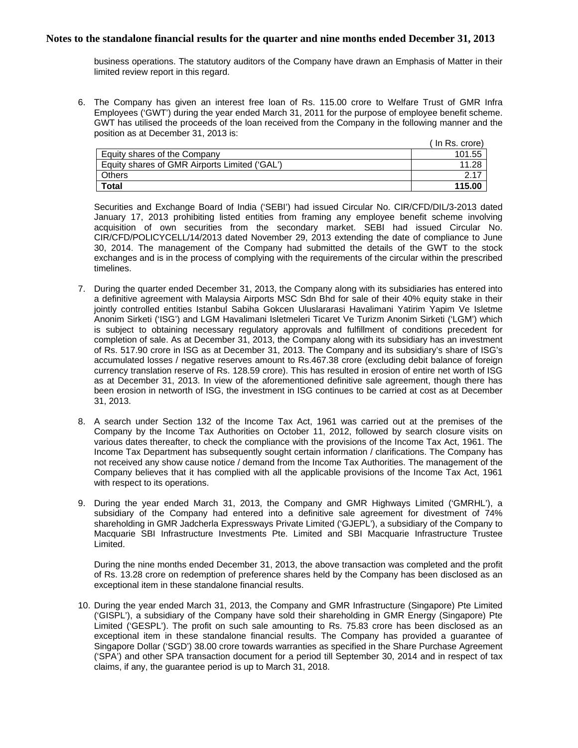# Notes to the standalone financial results for the quarter and nine months ended December 31, 2013

business operations. The statutory auditors of the Company have drawn an Emphasis of Matter in their limited review report in this regard.

6. The Company has given an interest free loan of Rs. 115.00 crore to Welfare Trust of GMR Infra Employees ('GWT') during the year ended March 31, 2011 for the purpose of employee benefit scheme. GWT has utilised the proceeds of the loan received from the Company in the following manner and the position as at December 31, 2013 is:

| | ( In Rs. crore) |
|---|---|
| Equity shares of the Company | 101.55 |
| Equity shares of GMR Airports Limited ('GAL') | 11.28 |
| Others | 2.17 |
| **Total** | **115.00** |

Securities and Exchange Board of India ('SEBI') had issued Circular No. CIR/CFD/DIL/3-2013 dated January 17, 2013 prohibiting listed entities from framing any employee benefit scheme involving acquisition of own securities from the secondary market. SEBI had issued Circular No. CIR/CFD/POLICYCELL/14/2013 dated November 29, 2013 extending the date of compliance to June 30, 2014. The management of the Company had submitted the details of the GWT to the stock exchanges and is in the process of complying with the requirements of the circular within the prescribed timelines.

7. During the quarter ended December 31, 2013, the Company along with its subsidiaries has entered into a definitive agreement with Malaysia Airports MSC Sdn Bhd for sale of their 40% equity stake in their jointly controlled entities Istanbul Sabiha Gokcen Uluslararasi Havalimani Yatirim Yapim Ve Isletme Anonim Sirketi ('ISG') and LGM Havalimani Isletmeleri Ticaret Ve Turizm Anonim Sirketi ('LGM') which is subject to obtaining necessary regulatory approvals and fulfillment of conditions precedent for completion of sale. As at December 31, 2013, the Company along with its subsidiary has an investment of Rs. 517.90 crore in ISG as at December 31, 2013. The Company and its subsidiary's share of ISG's accumulated losses / negative reserves amount to Rs.467.38 crore (excluding debit balance of foreign currency translation reserve of Rs. 128.59 crore). This has resulted in erosion of entire net worth of ISG as at December 31, 2013. In view of the aforementioned definitive sale agreement, though there has been erosion in networth of ISG, the investment in ISG continues to be carried at cost as at December 31, 2013.

8. A search under Section 132 of the Income Tax Act, 1961 was carried out at the premises of the Company by the Income Tax Authorities on October 11, 2012, followed by search closure visits on various dates thereafter, to check the compliance with the provisions of the Income Tax Act, 1961. The Income Tax Department has subsequently sought certain information / clarifications. The Company has not received any show cause notice / demand from the Income Tax Authorities. The management of the Company believes that it has complied with all the applicable provisions of the Income Tax Act, 1961 with respect to its operations.

9. During the year ended March 31, 2013, the Company and GMR Highways Limited ('GMRHL'), a subsidiary of the Company had entered into a definitive sale agreement for divestment of 74% shareholding in GMR Jadcherla Expressways Private Limited ('GJEPL'), a subsidiary of the Company to Macquarie SBI Infrastructure Investments Pte. Limited and SBI Macquarie Infrastructure Trustee Limited.

   During the nine months ended December 31, 2013, the above transaction was completed and the profit of Rs. 13.28 crore on redemption of preference shares held by the Company has been disclosed as an exceptional item in these standalone financial results.

10. During the year ended March 31, 2013, the Company and GMR Infrastructure (Singapore) Pte Limited ('GISPL'), a subsidiary of the Company have sold their shareholding in GMR Energy (Singapore) Pte Limited ('GESPL'). The profit on such sale amounting to Rs. 75.83 crore has been disclosed as an exceptional item in these standalone financial results. The Company has provided a guarantee of Singapore Dollar ('SGD') 38.00 crore towards warranties as specified in the Share Purchase Agreement ('SPA') and other SPA transaction document for a period till September 30, 2014 and in respect of tax claims, if any, the guarantee period is up to March 31, 2018.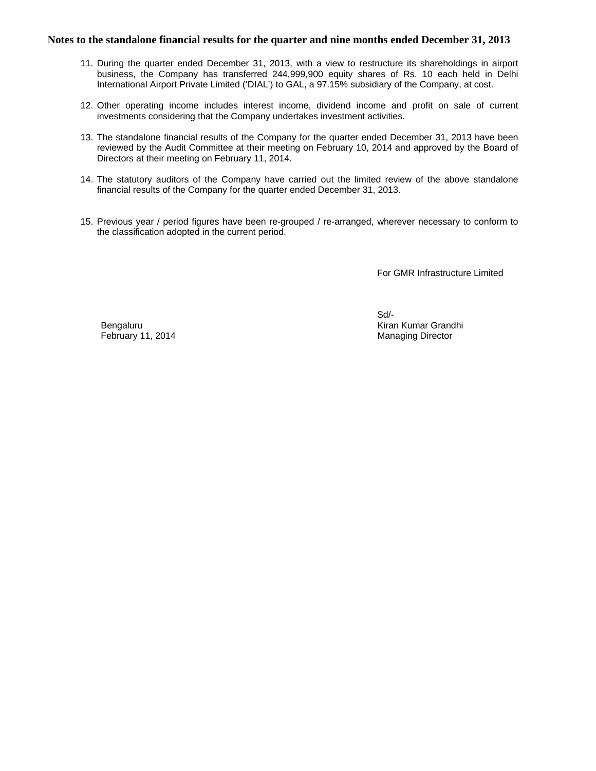## Notes to the standalone financial results for the quarter and nine months ended December 31, 2013

11. During the quarter ended December 31, 2013, with a view to restructure its shareholdings in airport business, the Company has transferred 244,999,900 equity shares of Rs. 10 each held in Delhi International Airport Private Limited ('DIAL') to GAL, a 97.15% subsidiary of the Company, at cost.

12. Other operating income includes interest income, dividend income and profit on sale of current investments considering that the Company undertakes investment activities.

13. The standalone financial results of the Company for the quarter ended December 31, 2013 have been reviewed by the Audit Committee at their meeting on February 10, 2014 and approved by the Board of Directors at their meeting on February 11, 2014.

14. The statutory auditors of the Company have carried out the limited review of the above standalone financial results of the Company for the quarter ended December 31, 2013.

15. Previous year / period figures have been re-grouped / re-arranged, wherever necessary to conform to the classification adopted in the current period.

For GMR Infrastructure Limited

Sd/-
Kiran Kumar Grandhi
Managing Director

Bengaluru
February 11, 2014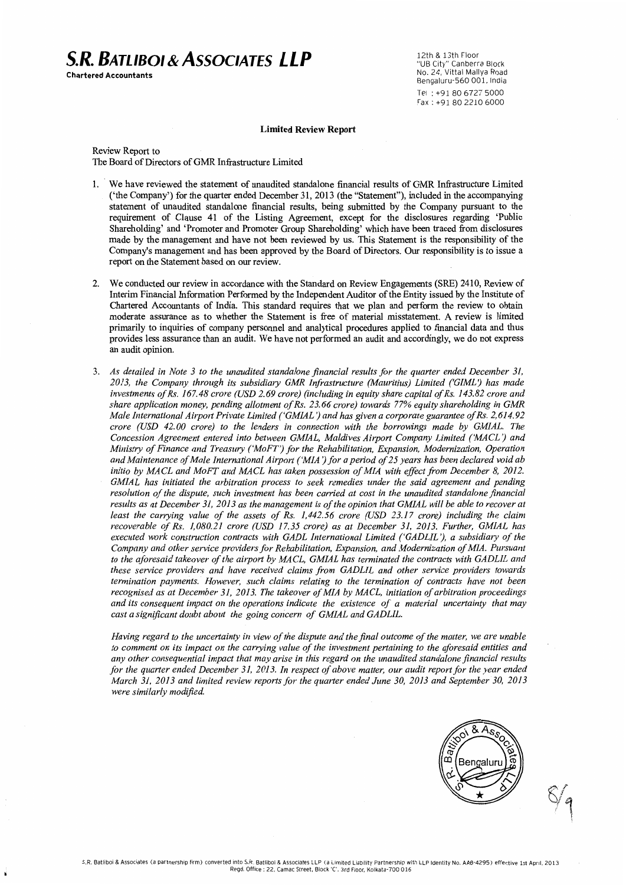**S.R. BATLIBOI & ASSOCIATES LLP**
Chartered Accountants

12th & 13th Floor
"UB City" Canberra Block
No. 24, Vittal Mallya Road
Bengaluru-560 001, India
Tel : +91 80 6727 5000
Fax : +91 80 2210 6000

## Limited Review Report

Review Report to
The Board of Directors of GMR Infrastructure Limited

1. We have reviewed the statement of unaudited standalone financial results of GMR Infrastructure Limited ('the Company') for the quarter ended December 31, 2013 (the "Statement"), included in the accompanying statement of unaudited standalone financial results, being submitted by the Company pursuant to the requirement of Clause 41 of the Listing Agreement, except for the disclosures regarding 'Public Shareholding' and 'Promoter and Promoter Group Shareholding' which have been traced from disclosures made by the management and have not been reviewed by us. This Statement is the responsibility of the Company's management and has been approved by the Board of Directors. Our responsibility is to issue a report on the Statement based on our review.

2. We conducted our review in accordance with the Standard on Review Engagements (SRE) 2410, Review of Interim Financial Information Performed by the Independent Auditor of the Entity issued by the Institute of Chartered Accountants of India. This standard requires that we plan and perform the review to obtain moderate assurance as to whether the Statement is free of material misstatement. A review is limited primarily to inquiries of company personnel and analytical procedures applied to financial data and thus provides less assurance than an audit. We have not performed an audit and accordingly, we do not express an audit opinion.

3. *As detailed in Note 3 to the unaudited standalone financial results for the quarter ended December 31, 2013, the Company through its subsidiary GMR Infrastructure (Mauritius) Limited ('GIML') has made investments of Rs. 167.48 crore (USD 2.69 crore) (including in equity share capital of Rs. 143.82 crore and share application money, pending allotment of Rs. 23.66 crore) towards 77% equity shareholding in GMR Male International Airport Private Limited ('GMIAL') and has given a corporate guarantee of Rs. 2,614.92 crore (USD 42.00 crore) to the lenders in connection with the borrowings made by GMIAL. The Concession Agreement entered into between GMIAL, Maldives Airport Company Limited ('MACL') and Ministry of Finance and Treasury ('MoFT') for the Rehabilitation, Expansion, Modernization, Operation and Maintenance of Male International Airport ('MIA') for a period of 25 years has been declared void ab initio by MACL and MoFT and MACL has taken possession of MIA with effect from December 8, 2012. GMIAL has initiated the arbitration process to seek remedies under the said agreement and pending resolution of the dispute, such investment has been carried at cost in the unaudited standalone financial results as at December 31, 2013 as the management is of the opinion that GMIAL will be able to recover at least the carrying value of the assets of Rs. 1,442.56 crore (USD 23.17 crore) including the claim recoverable of Rs. 1,080.21 crore (USD 17.35 crore) as at December 31, 2013. Further, GMIAL has executed work construction contracts with GADL International Limited ('GADLIL'), a subsidiary of the Company and other service providers for Rehabilitation, Expansion, and Modernization of MIA. Pursuant to the aforesaid takeover of the airport by MACL, GMIAL has terminated the contracts with GADLIL and these service providers and have received claims from GADLIL and other service providers towards termination payments. However, such claims relating to the termination of contracts have not been recognised as at December 31, 2013. The takeover of MIA by MACL, initiation of arbitration proceedings and its consequent impact on the operations indicate the existence of a material uncertainty that may cast a significant doubt about the going concern of GMIAL and GADLIL.*

   *Having regard to the uncertainty in view of the dispute and the final outcome of the matter, we are unable to comment on its impact on the carrying value of the investment pertaining to the aforesaid entities and any other consequential impact that may arise in this regard on the unaudited standalone financial results for the quarter ended December 31, 2013. In respect of above matter, our audit report for the year ended March 31, 2013 and limited review reports for the quarter ended June 30, 2013 and September 30, 2013 were similarly modified.*

S.R. Batliboi & Associates (a partnership firm) converted into S.R. Batliboi & Associates LLP (a Limited Liability Partnership with LLP Identity No. AAB-4295) effective 1st April, 2013
Regd. Office : 22, Camac Street, Block 'C', 3rd Floor, Kolkata-700 016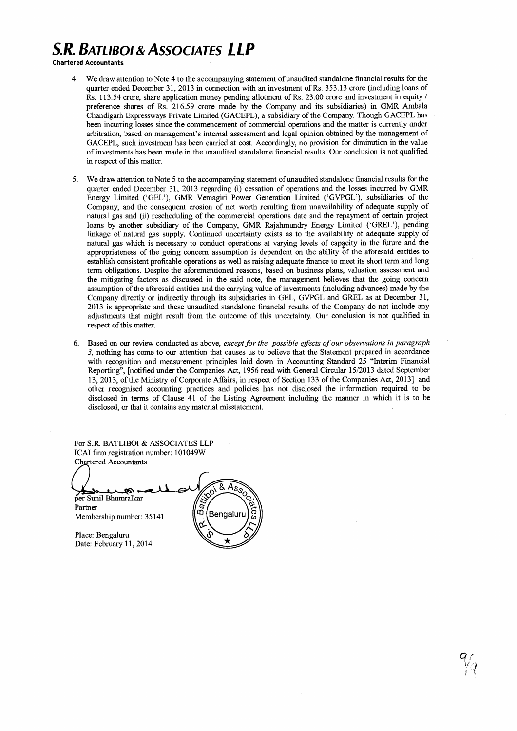# S.R. BATLIBOI & ASSOCIATES LLP

**Chartered Accountants**

4. We draw attention to Note 4 to the accompanying statement of unaudited standalone financial results for the quarter ended December 31, 2013 in connection with an investment of Rs. 353.13 crore (including loans of Rs. 113.54 crore, share application money pending allotment of Rs. 23.00 crore and investment in equity / preference shares of Rs. 216.59 crore made by the Company and its subsidiaries) in GMR Ambala Chandigarh Expressways Private Limited (GACEPL), a subsidiary of the Company. Though GACEPL has been incurring losses since the commencement of commercial operations and the matter is currently under arbitration, based on management's internal assessment and legal opinion obtained by the management of GACEPL, such investment has been carried at cost. Accordingly, no provision for diminution in the value of investments has been made in the unaudited standalone financial results. Our conclusion is not qualified in respect of this matter.

5. We draw attention to Note 5 to the accompanying statement of unaudited standalone financial results for the quarter ended December 31, 2013 regarding (i) cessation of operations and the losses incurred by GMR Energy Limited ('GEL'), GMR Vemagiri Power Generation Limited ('GVPGL'), subsidiaries of the Company, and the consequent erosion of net worth resulting from unavailability of adequate supply of natural gas and (ii) rescheduling of the commercial operations date and the repayment of certain project loans by another subsidiary of the Company, GMR Rajahmundry Energy Limited ('GREL'), pending linkage of natural gas supply. Continued uncertainty exists as to the availability of adequate supply of natural gas which is necessary to conduct operations at varying levels of capacity in the future and the appropriateness of the going concern assumption is dependent on the ability of the aforesaid entities to establish consistent profitable operations as well as raising adequate finance to meet its short term and long term obligations. Despite the aforementioned reasons, based on business plans, valuation assessment and the mitigating factors as discussed in the said note, the management believes that the going concern assumption of the aforesaid entities and the carrying value of investments (including advances) made by the Company directly or indirectly through its subsidiaries in GEL, GVPGL and GREL as at December 31, 2013 is appropriate and these unaudited standalone financial results of the Company do not include any adjustments that might result from the outcome of this uncertainty. Our conclusion is not qualified in respect of this matter.

6. Based on our review conducted as above, *except for the possible effects of our observations in paragraph 3,* nothing has come to our attention that causes us to believe that the Statement prepared in accordance with recognition and measurement principles laid down in Accounting Standard 25 "Interim Financial Reporting", [notified under the Companies Act, 1956 read with General Circular 15/2013 dated September 13, 2013, of the Ministry of Corporate Affairs, in respect of Section 133 of the Companies Act, 2013] and other recognised accounting practices and policies has not disclosed the information required to be disclosed in terms of Clause 41 of the Listing Agreement including the manner in which it is to be disclosed, or that it contains any material misstatement.

For S.R. BATLIBOI & ASSOCIATES LLP
ICAI firm registration number: 101049W
Chartered Accountants

per Sunil Bhumralkar
Partner
Membership number: 35141

Place: Bengaluru
Date: February 11, 2014